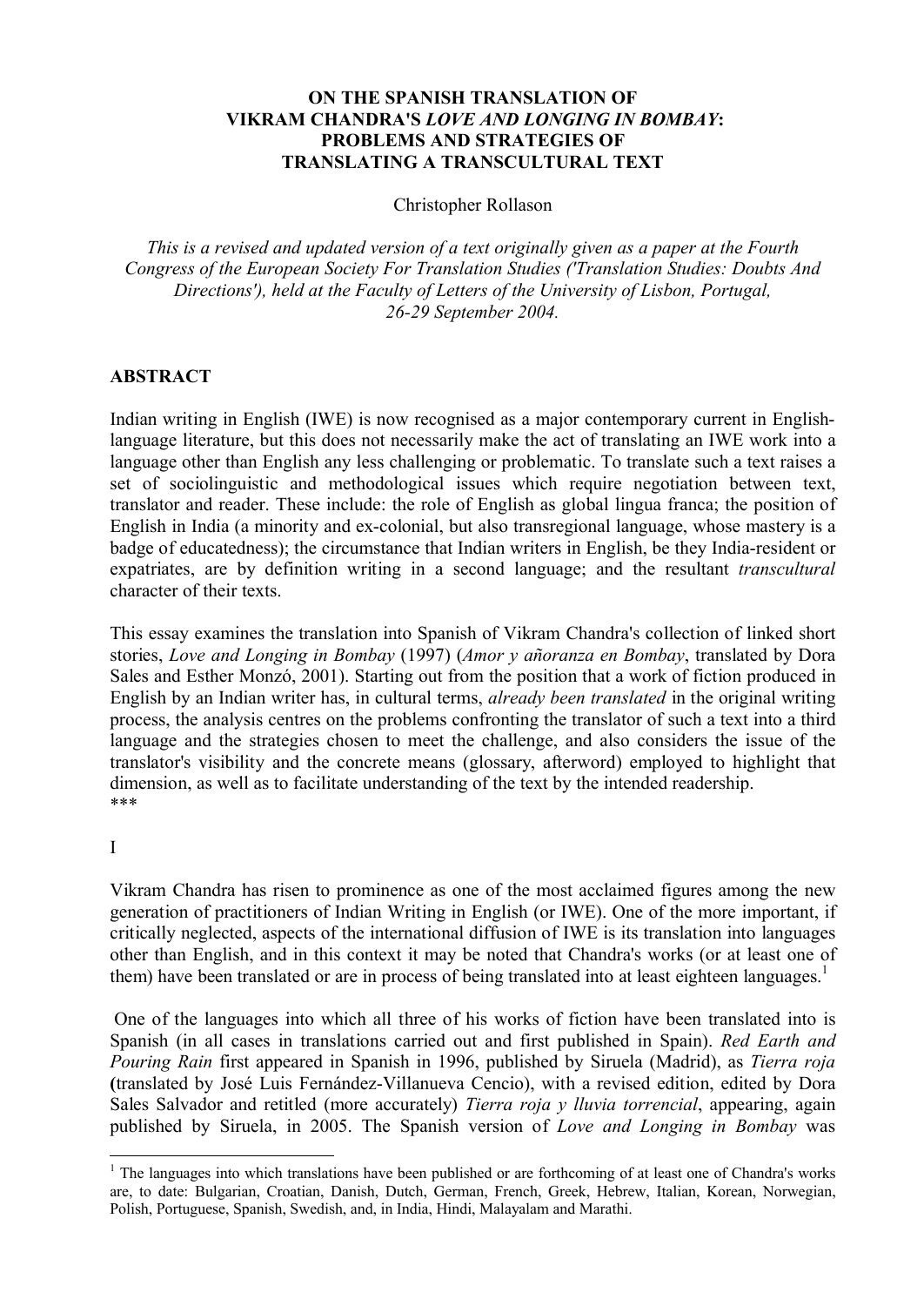# ON THE SPANISH TRANSLATION OF VIKRAM CHANDRA'S *LOVE AND LONGING IN BOMBAY*: PROBLEMS AND STRATEGIES OF TRANSLATING A TRANSCULTURAL TEXT

Christopher Rollason

*This is a revised and updated version of a text originally given as a paper at the Fourth Congress of the European Society For Translation Studies ('Translation Studies: Doubts And Directions'), held at the Faculty of Letters of the University of Lisbon, Portugal, 26-29 September 2004.*

## ABSTRACT

Indian writing in English (IWE) is now recognised as a major contemporary current in English-language literature, but this does not necessarily make the act of translating an IWE work into a language other than English any less challenging or problematic. To translate such a text raises a set of sociolinguistic and methodological issues which require negotiation between text, translator and reader. These include: the role of English as global lingua franca; the position of English in India (a minority and ex-colonial, but also transregional language, whose mastery is a badge of educatedness); the circumstance that Indian writers in English, be they India-resident or expatriates, are by definition writing in a second language; and the resultant *transcultural* character of their texts.

This essay examines the translation into Spanish of Vikram Chandra's collection of linked short stories, *Love and Longing in Bombay* (1997) (*Amor y añoranza en Bombay*, translated by Dora Sales and Esther Monzó, 2001). Starting out from the position that a work of fiction produced in English by an Indian writer has, in cultural terms, *already been translated* in the original writing process, the analysis centres on the problems confronting the translator of such a text into a third language and the strategies chosen to meet the challenge, and also considers the issue of the translator's visibility and the concrete means (glossary, afterword) employed to highlight that dimension, as well as to facilitate understanding of the text by the intended readership.

***

I

Vikram Chandra has risen to prominence as one of the most acclaimed figures among the new generation of practitioners of Indian Writing in English (or IWE). One of the more important, if critically neglected, aspects of the international diffusion of IWE is its translation into languages other than English, and in this context it may be noted that Chandra's works (or at least one of them) have been translated or are in process of being translated into at least eighteen languages.[1]

One of the languages into which all three of his works of fiction have been translated into is Spanish (in all cases in translations carried out and first published in Spain). *Red Earth and Pouring Rain* first appeared in Spanish in 1996, published by Siruela (Madrid), as *Tierra roja* (translated by José Luis Fernández-Villanueva Cencio), with a revised edition, edited by Dora Sales Salvador and retitled (more accurately) *Tierra roja y lluvia torrencial*, appearing, again published by Siruela, in 2005. The Spanish version of *Love and Longing in Bombay* was

[1] The languages into which translations have been published or are forthcoming of at least one of Chandra's works are, to date: Bulgarian, Croatian, Danish, Dutch, German, French, Greek, Hebrew, Italian, Korean, Norwegian, Polish, Portuguese, Spanish, Swedish, and, in India, Hindi, Malayalam and Marathi.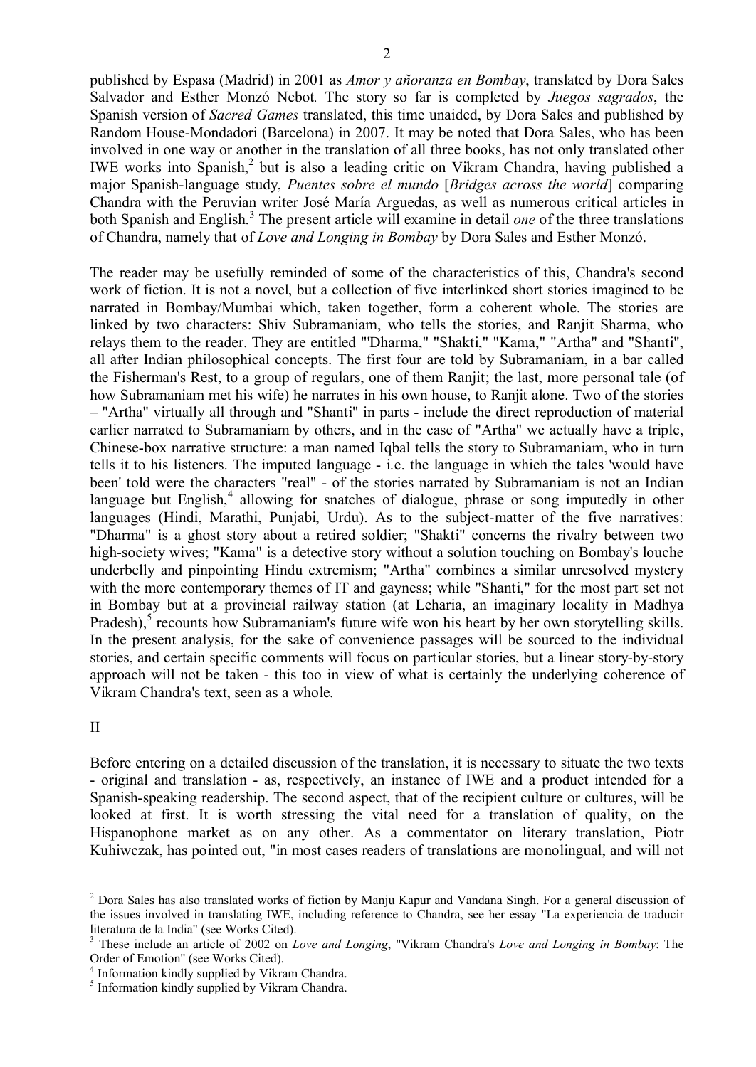published by Espasa (Madrid) in 2001 as *Amor y añoranza en Bombay*, translated by Dora Sales Salvador and Esther Monzó Nebot*.* The story so far is completed by *Juegos sagrados*, the Spanish version of *Sacred Games* translated, this time unaided, by Dora Sales and published by Random House-Mondadori (Barcelona) in 2007. It may be noted that Dora Sales, who has been involved in one way or another in the translation of all three books, has not only translated other IWE works into Spanish,[2] but is also a leading critic on Vikram Chandra, having published a major Spanish-language study, *Puentes sobre el mundo* [*Bridges across the world*] comparing Chandra with the Peruvian writer José María Arguedas, as well as numerous critical articles in both Spanish and English.[3] The present article will examine in detail *one* of the three translations of Chandra, namely that of *Love and Longing in Bombay* by Dora Sales and Esther Monzó.

The reader may be usefully reminded of some of the characteristics of this, Chandra's second work of fiction. It is not a novel, but a collection of five interlinked short stories imagined to be narrated in Bombay/Mumbai which, taken together, form a coherent whole. The stories are linked by two characters: Shiv Subramaniam, who tells the stories, and Ranjit Sharma, who relays them to the reader. They are entitled "'Dharma," "Shakti," "Kama," "Artha" and "Shanti", all after Indian philosophical concepts. The first four are told by Subramaniam, in a bar called the Fisherman's Rest, to a group of regulars, one of them Ranjit; the last, more personal tale (of how Subramaniam met his wife) he narrates in his own house, to Ranjit alone. Two of the stories – "Artha" virtually all through and "Shanti" in parts - include the direct reproduction of material earlier narrated to Subramaniam by others, and in the case of "Artha" we actually have a triple, Chinese-box narrative structure: a man named Iqbal tells the story to Subramaniam, who in turn tells it to his listeners. The imputed language - i.e. the language in which the tales 'would have been' told were the characters "real" - of the stories narrated by Subramaniam is not an Indian language but English,[4] allowing for snatches of dialogue, phrase or song imputedly in other languages (Hindi, Marathi, Punjabi, Urdu). As to the subject-matter of the five narratives: "Dharma" is a ghost story about a retired soldier; "Shakti" concerns the rivalry between two high-society wives; "Kama" is a detective story without a solution touching on Bombay's louche underbelly and pinpointing Hindu extremism; "Artha" combines a similar unresolved mystery with the more contemporary themes of IT and gayness; while "Shanti," for the most part set not in Bombay but at a provincial railway station (at Leharia, an imaginary locality in Madhya Pradesh),[5] recounts how Subramaniam's future wife won his heart by her own storytelling skills. In the present analysis, for the sake of convenience passages will be sourced to the individual stories, and certain specific comments will focus on particular stories, but a linear story-by-story approach will not be taken - this too in view of what is certainly the underlying coherence of Vikram Chandra's text, seen as a whole.

## II

Before entering on a detailed discussion of the translation, it is necessary to situate the two texts - original and translation - as, respectively, an instance of IWE and a product intended for a Spanish-speaking readership. The second aspect, that of the recipient culture or cultures, will be looked at first. It is worth stressing the vital need for a translation of quality, on the Hispanophone market as on any other. As a commentator on literary translation, Piotr Kuhiwczak, has pointed out, "in most cases readers of translations are monolingual, and will not

---

[2] Dora Sales has also translated works of fiction by Manju Kapur and Vandana Singh. For a general discussion of the issues involved in translating IWE, including reference to Chandra, see her essay "La experiencia de traducir literatura de la India" (see Works Cited).

[3] These include an article of 2002 on *Love and Longing*, "Vikram Chandra's *Love and Longing in Bombay*: The Order of Emotion" (see Works Cited).

[4] Information kindly supplied by Vikram Chandra.

[5] Information kindly supplied by Vikram Chandra.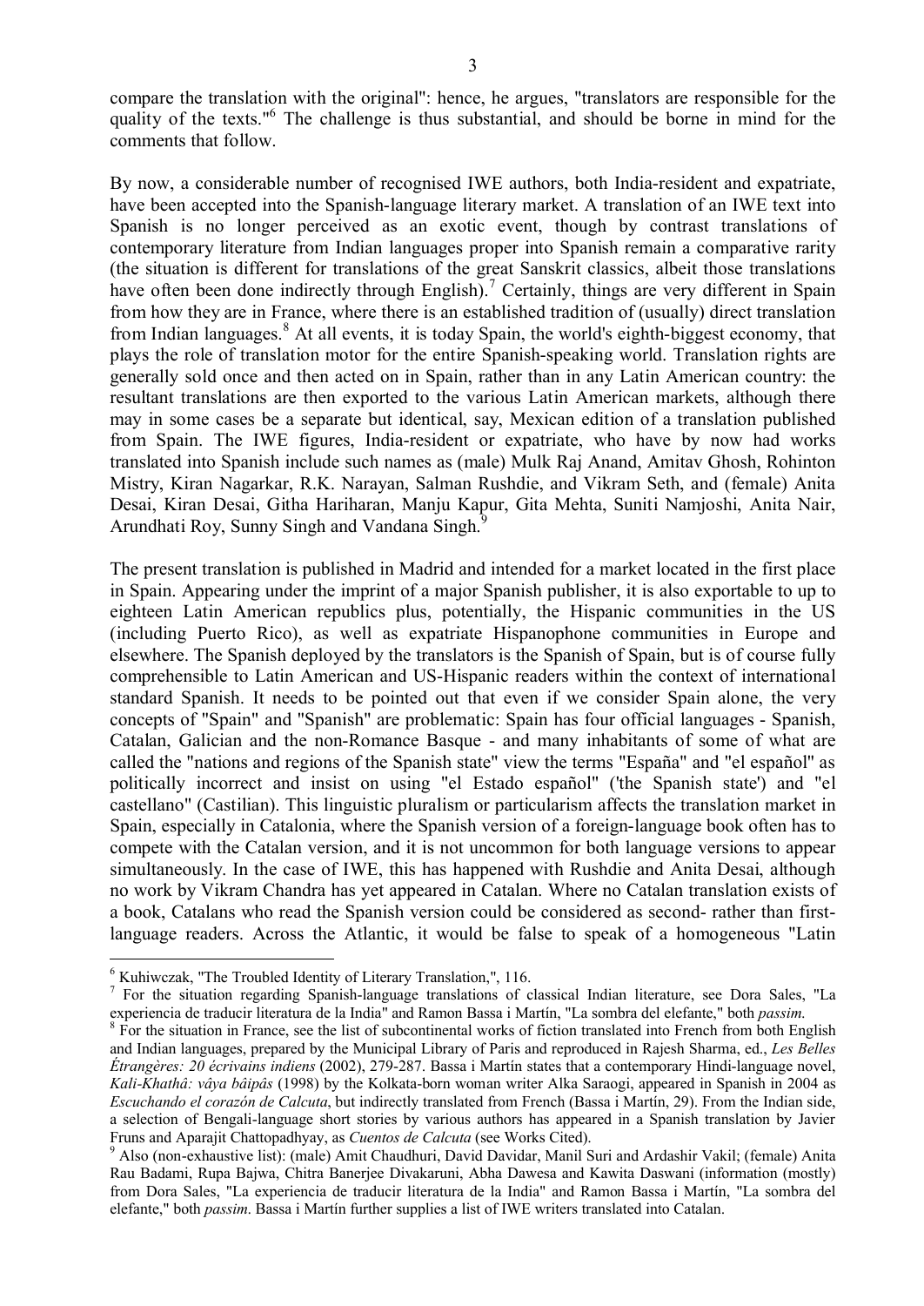compare the translation with the original": hence, he argues, "translators are responsible for the quality of the texts."[6] The challenge is thus substantial, and should be borne in mind for the comments that follow.

By now, a considerable number of recognised IWE authors, both India-resident and expatriate, have been accepted into the Spanish-language literary market. A translation of an IWE text into Spanish is no longer perceived as an exotic event, though by contrast translations of contemporary literature from Indian languages proper into Spanish remain a comparative rarity (the situation is different for translations of the great Sanskrit classics, albeit those translations have often been done indirectly through English).[7] Certainly, things are very different in Spain from how they are in France, where there is an established tradition of (usually) direct translation from Indian languages.[8] At all events, it is today Spain, the world's eighth-biggest economy, that plays the role of translation motor for the entire Spanish-speaking world. Translation rights are generally sold once and then acted on in Spain, rather than in any Latin American country: the resultant translations are then exported to the various Latin American markets, although there may in some cases be a separate but identical, say, Mexican edition of a translation published from Spain. The IWE figures, India-resident or expatriate, who have by now had works translated into Spanish include such names as (male) Mulk Raj Anand, Amitav Ghosh, Rohinton Mistry, Kiran Nagarkar, R.K. Narayan, Salman Rushdie, and Vikram Seth, and (female) Anita Desai, Kiran Desai, Githa Hariharan, Manju Kapur, Gita Mehta, Suniti Namjoshi, Anita Nair, Arundhati Roy, Sunny Singh and Vandana Singh.[9]

The present translation is published in Madrid and intended for a market located in the first place in Spain. Appearing under the imprint of a major Spanish publisher, it is also exportable to up to eighteen Latin American republics plus, potentially, the Hispanic communities in the US (including Puerto Rico), as well as expatriate Hispanophone communities in Europe and elsewhere. The Spanish deployed by the translators is the Spanish of Spain, but is of course fully comprehensible to Latin American and US-Hispanic readers within the context of international standard Spanish. It needs to be pointed out that even if we consider Spain alone, the very concepts of "Spain" and "Spanish" are problematic: Spain has four official languages - Spanish, Catalan, Galician and the non-Romance Basque - and many inhabitants of some of what are called the "nations and regions of the Spanish state" view the terms "España" and "el español" as politically incorrect and insist on using "el Estado español" ('the Spanish state') and "el castellano" (Castilian). This linguistic pluralism or particularism affects the translation market in Spain, especially in Catalonia, where the Spanish version of a foreign-language book often has to compete with the Catalan version, and it is not uncommon for both language versions to appear simultaneously. In the case of IWE, this has happened with Rushdie and Anita Desai, although no work by Vikram Chandra has yet appeared in Catalan. Where no Catalan translation exists of a book, Catalans who read the Spanish version could be considered as second- rather than first-language readers. Across the Atlantic, it would be false to speak of a homogeneous "Latin

---

[6] Kuhiwczak, "The Troubled Identity of Literary Translation,", 116.

[7] For the situation regarding Spanish-language translations of classical Indian literature, see Dora Sales, "La experiencia de traducir literatura de la India" and Ramon Bassa i Martín, "La sombra del elefante," both *passim*.

[8] For the situation in France, see the list of subcontinental works of fiction translated into French from both English and Indian languages, prepared by the Municipal Library of Paris and reproduced in Rajesh Sharma, ed., *Les Belles Étrangères: 20 écrivains indiens* (2002), 279-287. Bassa i Martín states that a contemporary Hindi-language novel, *Kali-Khathâ: vâya bâipâs* (1998) by the Kolkata-born woman writer Alka Saraogi, appeared in Spanish in 2004 as *Escuchando el corazón de Calcuta*, but indirectly translated from French (Bassa i Martín, 29). From the Indian side, a selection of Bengali-language short stories by various authors has appeared in a Spanish translation by Javier Fruns and Aparajit Chattopadhyay, as *Cuentos de Calcuta* (see Works Cited).

[9] Also (non-exhaustive list): (male) Amit Chaudhuri, David Davidar, Manil Suri and Ardashir Vakil; (female) Anita Rau Badami, Rupa Bajwa, Chitra Banerjee Divakaruni, Abha Dawesa and Kawita Daswani (information (mostly) from Dora Sales, "La experiencia de traducir literatura de la India" and Ramon Bassa i Martín, "La sombra del elefante," both *passim*. Bassa i Martín further supplies a list of IWE writers translated into Catalan.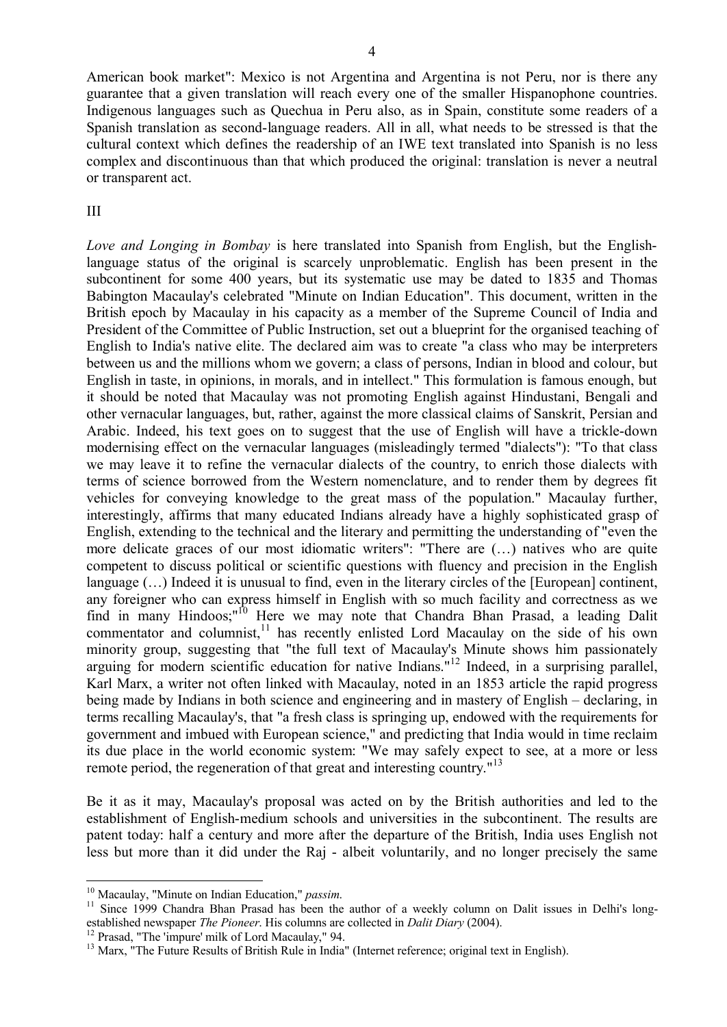American book market": Mexico is not Argentina and Argentina is not Peru, nor is there any guarantee that a given translation will reach every one of the smaller Hispanophone countries. Indigenous languages such as Quechua in Peru also, as in Spain, constitute some readers of a Spanish translation as second-language readers. All in all, what needs to be stressed is that the cultural context which defines the readership of an IWE text translated into Spanish is no less complex and discontinuous than that which produced the original: translation is never a neutral or transparent act.

## III

*Love and Longing in Bombay* is here translated into Spanish from English, but the English-language status of the original is scarcely unproblematic. English has been present in the subcontinent for some 400 years, but its systematic use may be dated to 1835 and Thomas Babington Macaulay's celebrated "Minute on Indian Education". This document, written in the British epoch by Macaulay in his capacity as a member of the Supreme Council of India and President of the Committee of Public Instruction, set out a blueprint for the organised teaching of English to India's native elite. The declared aim was to create "a class who may be interpreters between us and the millions whom we govern; a class of persons, Indian in blood and colour, but English in taste, in opinions, in morals, and in intellect." This formulation is famous enough, but it should be noted that Macaulay was not promoting English against Hindustani, Bengali and other vernacular languages, but, rather, against the more classical claims of Sanskrit, Persian and Arabic. Indeed, his text goes on to suggest that the use of English will have a trickle-down modernising effect on the vernacular languages (misleadingly termed "dialects"): "To that class we may leave it to refine the vernacular dialects of the country, to enrich those dialects with terms of science borrowed from the Western nomenclature, and to render them by degrees fit vehicles for conveying knowledge to the great mass of the population." Macaulay further, interestingly, affirms that many educated Indians already have a highly sophisticated grasp of English, extending to the technical and the literary and permitting the understanding of "even the more delicate graces of our most idiomatic writers": "There are (…) natives who are quite competent to discuss political or scientific questions with fluency and precision in the English language (…) Indeed it is unusual to find, even in the literary circles of the [European] continent, any foreigner who can express himself in English with so much facility and correctness as we find in many Hindoos;"[10] Here we may note that Chandra Bhan Prasad, a leading Dalit commentator and columnist,[11] has recently enlisted Lord Macaulay on the side of his own minority group, suggesting that "the full text of Macaulay's Minute shows him passionately arguing for modern scientific education for native Indians."[12] Indeed, in a surprising parallel, Karl Marx, a writer not often linked with Macaulay, noted in an 1853 article the rapid progress being made by Indians in both science and engineering and in mastery of English – declaring, in terms recalling Macaulay's, that "a fresh class is springing up, endowed with the requirements for government and imbued with European science," and predicting that India would in time reclaim its due place in the world economic system: "We may safely expect to see, at a more or less remote period, the regeneration of that great and interesting country."[13]

Be it as it may, Macaulay's proposal was acted on by the British authorities and led to the establishment of English-medium schools and universities in the subcontinent. The results are patent today: half a century and more after the departure of the British, India uses English not less but more than it did under the Raj - albeit voluntarily, and no longer precisely the same

---

[10] Macaulay, "Minute on Indian Education," *passim.*

[11] Since 1999 Chandra Bhan Prasad has been the author of a weekly column on Dalit issues in Delhi's long-established newspaper *The Pioneer*. His columns are collected in *Dalit Diary* (2004).

[12] Prasad, "The 'impure' milk of Lord Macaulay," 94.

[13] Marx, "The Future Results of British Rule in India" (Internet reference; original text in English).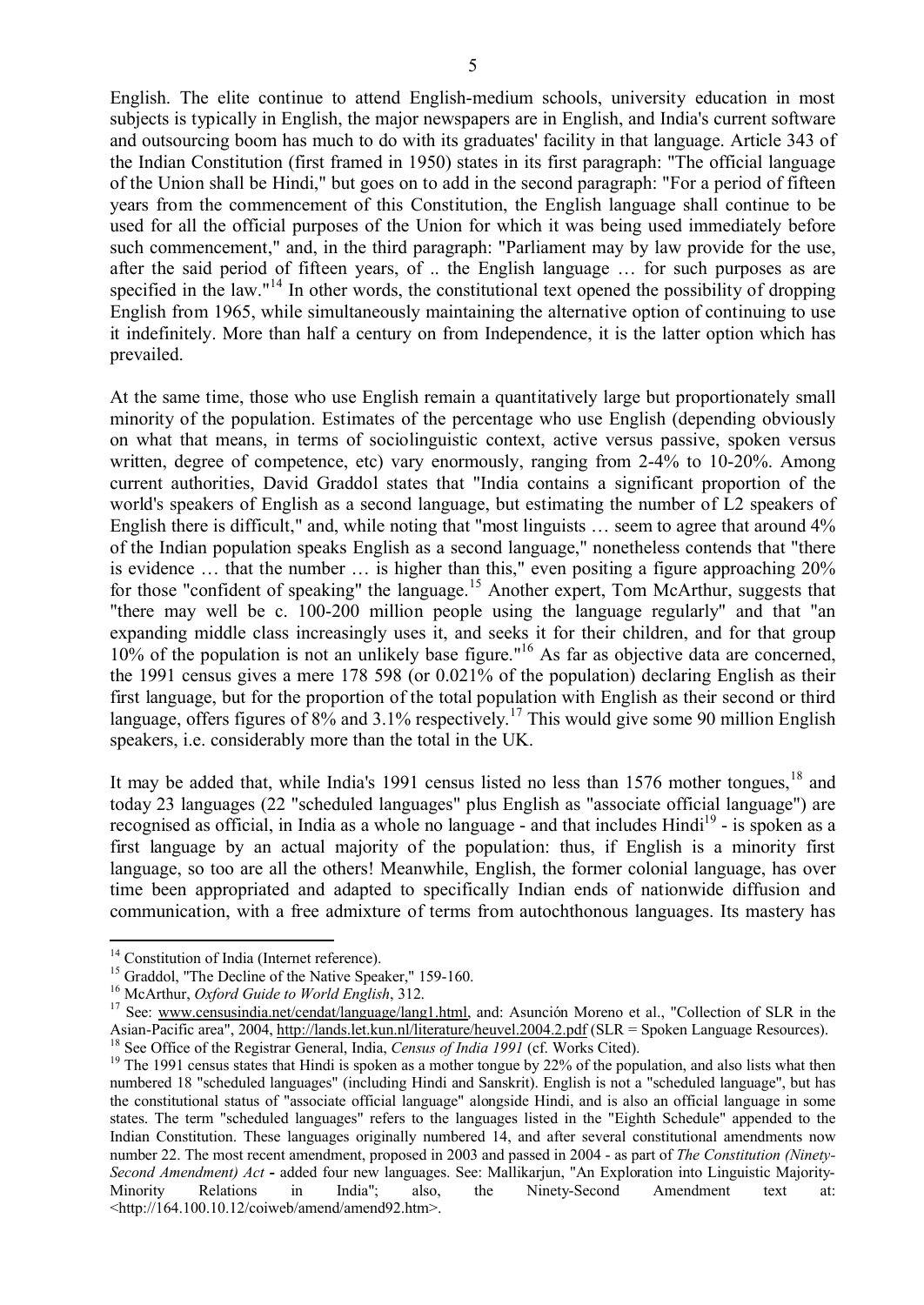English. The elite continue to attend English-medium schools, university education in most subjects is typically in English, the major newspapers are in English, and India's current software and outsourcing boom has much to do with its graduates' facility in that language. Article 343 of the Indian Constitution (first framed in 1950) states in its first paragraph: "The official language of the Union shall be Hindi," but goes on to add in the second paragraph: "For a period of fifteen years from the commencement of this Constitution, the English language shall continue to be used for all the official purposes of the Union for which it was being used immediately before such commencement," and, in the third paragraph: "Parliament may by law provide for the use, after the said period of fifteen years, of .. the English language … for such purposes as are specified in the law."[14] In other words, the constitutional text opened the possibility of dropping English from 1965, while simultaneously maintaining the alternative option of continuing to use it indefinitely. More than half a century on from Independence, it is the latter option which has prevailed.

At the same time, those who use English remain a quantitatively large but proportionately small minority of the population. Estimates of the percentage who use English (depending obviously on what that means, in terms of sociolinguistic context, active versus passive, spoken versus written, degree of competence, etc) vary enormously, ranging from 2-4% to 10-20%. Among current authorities, David Graddol states that "India contains a significant proportion of the world's speakers of English as a second language, but estimating the number of L2 speakers of English there is difficult," and, while noting that "most linguists … seem to agree that around 4% of the Indian population speaks English as a second language," nonetheless contends that "there is evidence … that the number … is higher than this," even positing a figure approaching 20% for those "confident of speaking" the language.[15] Another expert, Tom McArthur, suggests that "there may well be c. 100-200 million people using the language regularly" and that "an expanding middle class increasingly uses it, and seeks it for their children, and for that group 10% of the population is not an unlikely base figure."[16] As far as objective data are concerned, the 1991 census gives a mere 178 598 (or 0.021% of the population) declaring English as their first language, but for the proportion of the total population with English as their second or third language, offers figures of 8% and 3.1% respectively.[17] This would give some 90 million English speakers, i.e. considerably more than the total in the UK.

It may be added that, while India's 1991 census listed no less than 1576 mother tongues,[18] and today 23 languages (22 "scheduled languages" plus English as "associate official language") are recognised as official, in India as a whole no language - and that includes Hindi[19] - is spoken as a first language by an actual majority of the population: thus, if English is a minority first language, so too are all the others! Meanwhile, English, the former colonial language, has over time been appropriated and adapted to specifically Indian ends of nationwide diffusion and communication, with a free admixture of terms from autochthonous languages. Its mastery has

---

[14] Constitution of India (Internet reference).

[15] Graddol, "The Decline of the Native Speaker," 159-160.

[16] McArthur, *Oxford Guide to World English*, 312.

[17] See: www.censusindia.net/cendat/language/lang1.html, and: Asunción Moreno et al., "Collection of SLR in the Asian-Pacific area", 2004, http://lands.let.kun.nl/literature/heuvel.2004.2.pdf (SLR = Spoken Language Resources).

[18] See Office of the Registrar General, India, *Census of India 1991* (cf. Works Cited).

[19] The 1991 census states that Hindi is spoken as a mother tongue by 22% of the population, and also lists what then numbered 18 "scheduled languages" (including Hindi and Sanskrit). English is not a "scheduled language", but has the constitutional status of "associate official language" alongside Hindi, and is also an official language in some states. The term "scheduled languages" refers to the languages listed in the "Eighth Schedule" appended to the Indian Constitution. These languages originally numbered 14, and after several constitutional amendments now number 22. The most recent amendment, proposed in 2003 and passed in 2004 - as part of *The Constitution (Ninety-Second Amendment) Act* - added four new languages. See: Mallikarjun, "An Exploration into Linguistic Majority-Minority Relations in India"; also, the Ninety-Second Amendment text at: <http://164.100.10.12/coiweb/amend/amend92.htm>.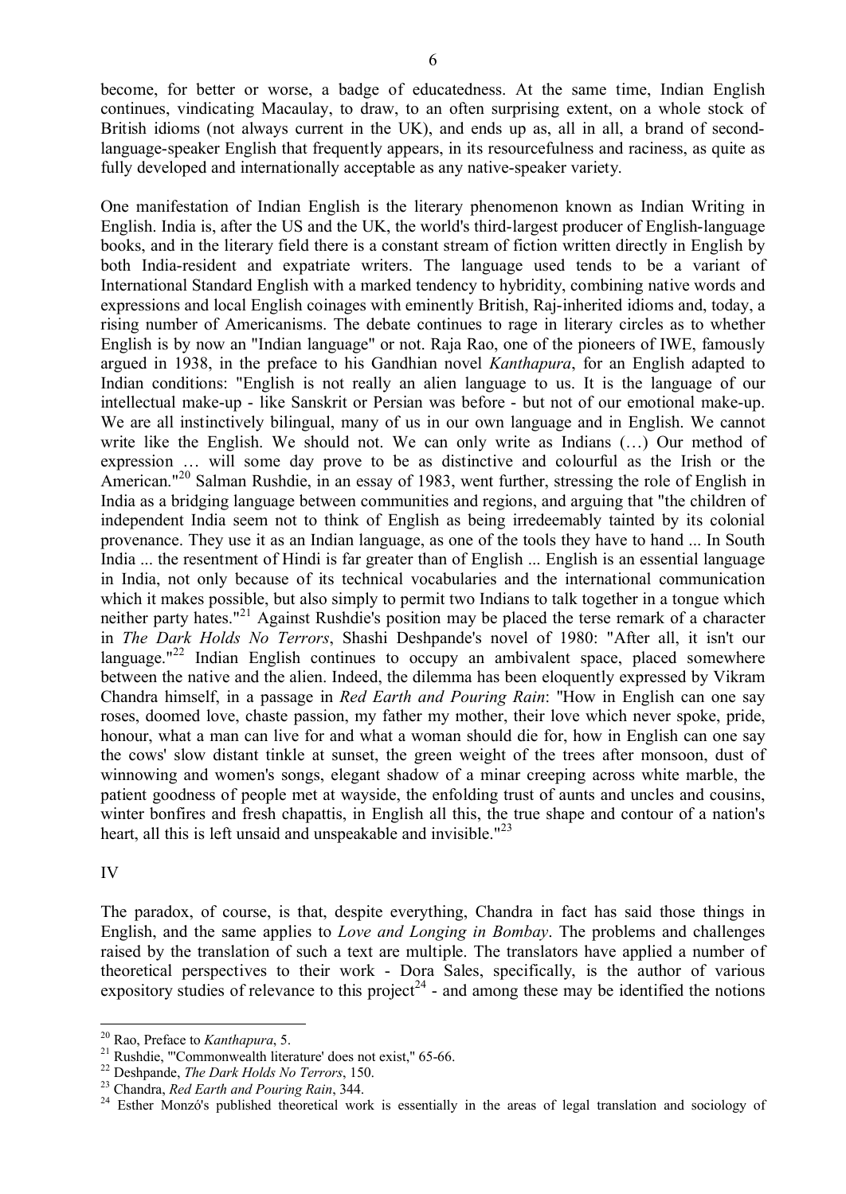become, for better or worse, a badge of educatedness. At the same time, Indian English continues, vindicating Macaulay, to draw, to an often surprising extent, on a whole stock of British idioms (not always current in the UK), and ends up as, all in all, a brand of second-language-speaker English that frequently appears, in its resourcefulness and raciness, as quite as fully developed and internationally acceptable as any native-speaker variety.

One manifestation of Indian English is the literary phenomenon known as Indian Writing in English. India is, after the US and the UK, the world's third-largest producer of English-language books, and in the literary field there is a constant stream of fiction written directly in English by both India-resident and expatriate writers. The language used tends to be a variant of International Standard English with a marked tendency to hybridity, combining native words and expressions and local English coinages with eminently British, Raj-inherited idioms and, today, a rising number of Americanisms. The debate continues to rage in literary circles as to whether English is by now an "Indian language" or not. Raja Rao, one of the pioneers of IWE, famously argued in 1938, in the preface to his Gandhian novel *Kanthapura*, for an English adapted to Indian conditions: "English is not really an alien language to us. It is the language of our intellectual make-up - like Sanskrit or Persian was before - but not of our emotional make-up. We are all instinctively bilingual, many of us in our own language and in English. We cannot write like the English. We should not. We can only write as Indians (…) Our method of expression … will some day prove to be as distinctive and colourful as the Irish or the American."[20] Salman Rushdie, in an essay of 1983, went further, stressing the role of English in India as a bridging language between communities and regions, and arguing that "the children of independent India seem not to think of English as being irredeemably tainted by its colonial provenance. They use it as an Indian language, as one of the tools they have to hand ... In South India ... the resentment of Hindi is far greater than of English ... English is an essential language in India, not only because of its technical vocabularies and the international communication which it makes possible, but also simply to permit two Indians to talk together in a tongue which neither party hates."[21] Against Rushdie's position may be placed the terse remark of a character in *The Dark Holds No Terrors*, Shashi Deshpande's novel of 1980: "After all, it isn't our language."[22] Indian English continues to occupy an ambivalent space, placed somewhere between the native and the alien. Indeed, the dilemma has been eloquently expressed by Vikram Chandra himself, in a passage in *Red Earth and Pouring Rain*: "How in English can one say roses, doomed love, chaste passion, my father my mother, their love which never spoke, pride, honour, what a man can live for and what a woman should die for, how in English can one say the cows' slow distant tinkle at sunset, the green weight of the trees after monsoon, dust of winnowing and women's songs, elegant shadow of a minar creeping across white marble, the patient goodness of people met at wayside, the enfolding trust of aunts and uncles and cousins, winter bonfires and fresh chapattis, in English all this, the true shape and contour of a nation's heart, all this is left unsaid and unspeakable and invisible."[23]

## IV

The paradox, of course, is that, despite everything, Chandra in fact has said those things in English, and the same applies to *Love and Longing in Bombay*. The problems and challenges raised by the translation of such a text are multiple. The translators have applied a number of theoretical perspectives to their work - Dora Sales, specifically, is the author of various expository studies of relevance to this project[24] - and among these may be identified the notions

---

[20] Rao, Preface to *Kanthapura*, 5.

[21] Rushdie, "'Commonwealth literature' does not exist," 65-66.

[22] Deshpande, *The Dark Holds No Terrors*, 150.

[23] Chandra, *Red Earth and Pouring Rain*, 344.

[24] Esther Monzó's published theoretical work is essentially in the areas of legal translation and sociology of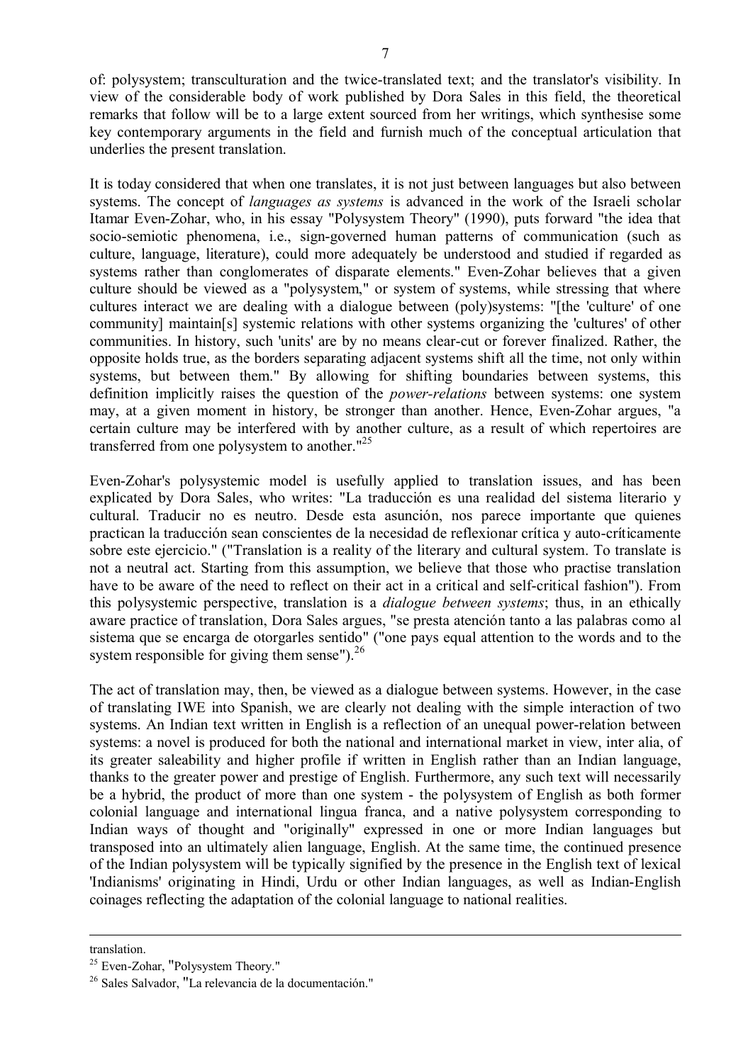of: polysystem; transculturation and the twice-translated text; and the translator's visibility. In view of the considerable body of work published by Dora Sales in this field, the theoretical remarks that follow will be to a large extent sourced from her writings, which synthesise some key contemporary arguments in the field and furnish much of the conceptual articulation that underlies the present translation.

It is today considered that when one translates, it is not just between languages but also between systems. The concept of *languages as systems* is advanced in the work of the Israeli scholar Itamar Even-Zohar, who, in his essay "Polysystem Theory" (1990), puts forward "the idea that socio-semiotic phenomena, i.e., sign-governed human patterns of communication (such as culture, language, literature), could more adequately be understood and studied if regarded as systems rather than conglomerates of disparate elements." Even-Zohar believes that a given culture should be viewed as a "polysystem," or system of systems, while stressing that where cultures interact we are dealing with a dialogue between (poly)systems: "[the 'culture' of one community] maintain[s] systemic relations with other systems organizing the 'cultures' of other communities. In history, such 'units' are by no means clear-cut or forever finalized. Rather, the opposite holds true, as the borders separating adjacent systems shift all the time, not only within systems, but between them." By allowing for shifting boundaries between systems, this definition implicitly raises the question of the *power-relations* between systems: one system may, at a given moment in history, be stronger than another. Hence, Even-Zohar argues, "a certain culture may be interfered with by another culture, as a result of which repertoires are transferred from one polysystem to another."[25]

Even-Zohar's polysystemic model is usefully applied to translation issues, and has been explicated by Dora Sales, who writes: "La traducción es una realidad del sistema literario y cultural. Traducir no es neutro. Desde esta asunción, nos parece importante que quienes practican la traducción sean conscientes de la necesidad de reflexionar crítica y auto-críticamente sobre este ejercicio." ("Translation is a reality of the literary and cultural system. To translate is not a neutral act. Starting from this assumption, we believe that those who practise translation have to be aware of the need to reflect on their act in a critical and self-critical fashion"). From this polysystemic perspective, translation is a *dialogue between systems*; thus, in an ethically aware practice of translation, Dora Sales argues, "se presta atención tanto a las palabras como al sistema que se encarga de otorgarles sentido" ("one pays equal attention to the words and to the system responsible for giving them sense").[26]

The act of translation may, then, be viewed as a dialogue between systems. However, in the case of translating IWE into Spanish, we are clearly not dealing with the simple interaction of two systems. An Indian text written in English is a reflection of an unequal power-relation between systems: a novel is produced for both the national and international market in view, inter alia, of its greater saleability and higher profile if written in English rather than an Indian language, thanks to the greater power and prestige of English. Furthermore, any such text will necessarily be a hybrid, the product of more than one system - the polysystem of English as both former colonial language and international lingua franca, and a native polysystem corresponding to Indian ways of thought and "originally" expressed in one or more Indian languages but transposed into an ultimately alien language, English. At the same time, the continued presence of the Indian polysystem will be typically signified by the presence in the English text of lexical 'Indianisms' originating in Hindi, Urdu or other Indian languages, as well as Indian-English coinages reflecting the adaptation of the colonial language to national realities.

---

translation.

[25] Even-Zohar, "Polysystem Theory."

[26] Sales Salvador, "La relevancia de la documentación."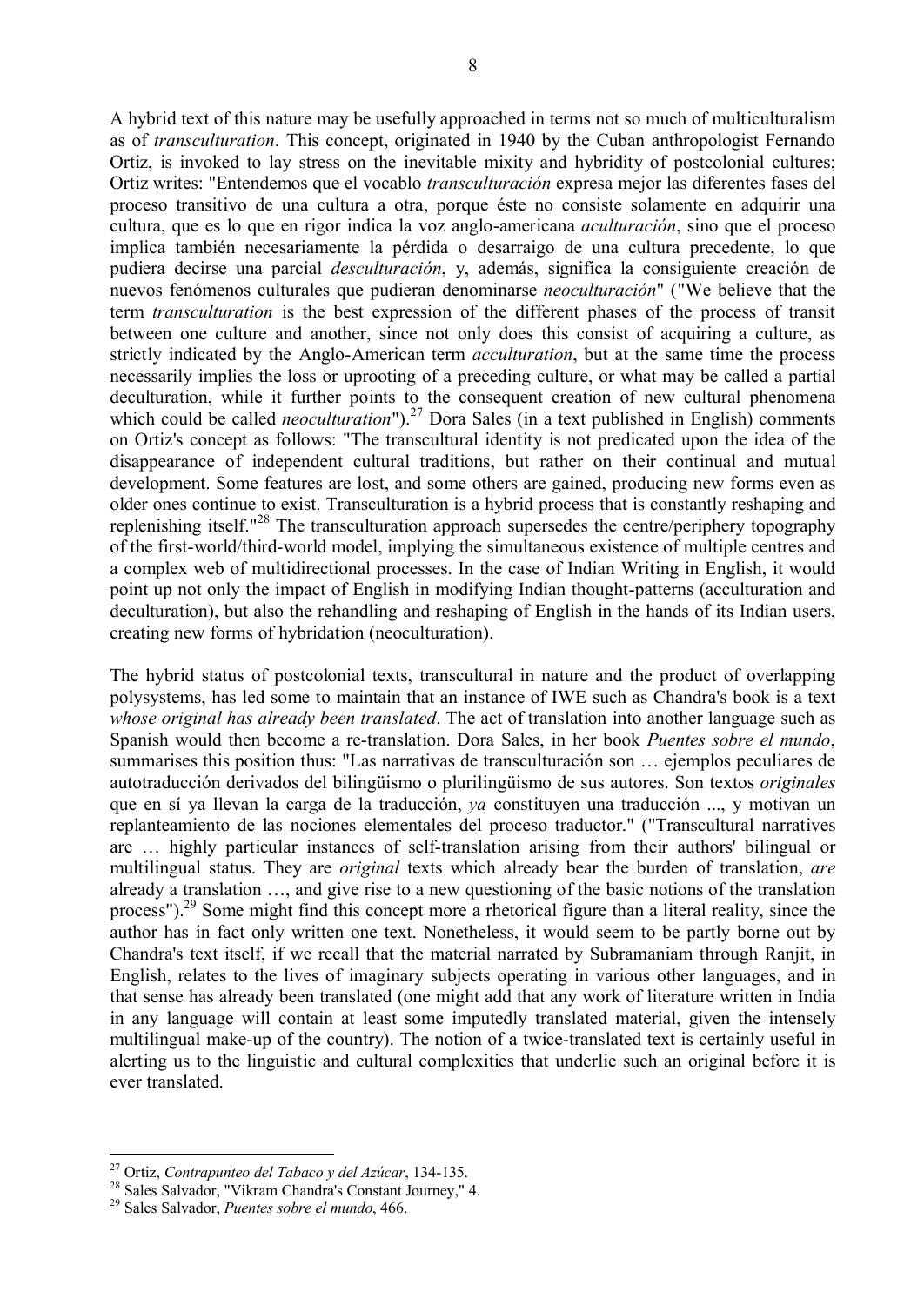A hybrid text of this nature may be usefully approached in terms not so much of multiculturalism as of *transculturation*. This concept, originated in 1940 by the Cuban anthropologist Fernando Ortiz, is invoked to lay stress on the inevitable mixity and hybridity of postcolonial cultures; Ortiz writes: "Entendemos que el vocablo *transculturación* expresa mejor las diferentes fases del proceso transitivo de una cultura a otra, porque éste no consiste solamente en adquirir una cultura, que es lo que en rigor indica la voz anglo-americana *aculturación*, sino que el proceso implica también necesariamente la pérdida o desarraigo de una cultura precedente, lo que pudiera decirse una parcial *desculturación*, y, además, significa la consiguiente creación de nuevos fenómenos culturales que pudieran denominarse *neoculturación*" ("We believe that the term *transculturation* is the best expression of the different phases of the process of transit between one culture and another, since not only does this consist of acquiring a culture, as strictly indicated by the Anglo-American term *acculturation*, but at the same time the process necessarily implies the loss or uprooting of a preceding culture, or what may be called a partial deculturation, while it further points to the consequent creation of new cultural phenomena which could be called *neoculturation*").[27] Dora Sales (in a text published in English) comments on Ortiz's concept as follows: "The transcultural identity is not predicated upon the idea of the disappearance of independent cultural traditions, but rather on their continual and mutual development. Some features are lost, and some others are gained, producing new forms even as older ones continue to exist. Transculturation is a hybrid process that is constantly reshaping and replenishing itself."[28] The transculturation approach supersedes the centre/periphery topography of the first-world/third-world model, implying the simultaneous existence of multiple centres and a complex web of multidirectional processes. In the case of Indian Writing in English, it would point up not only the impact of English in modifying Indian thought-patterns (acculturation and deculturation), but also the rehandling and reshaping of English in the hands of its Indian users, creating new forms of hybridation (neoculturation).

The hybrid status of postcolonial texts, transcultural in nature and the product of overlapping polysystems, has led some to maintain that an instance of IWE such as Chandra's book is a text *whose original has already been translated*. The act of translation into another language such as Spanish would then become a re-translation. Dora Sales, in her book *Puentes sobre el mundo*, summarises this position thus: "Las narrativas de transculturación son … ejemplos peculiares de autotraducción derivados del bilingüismo o plurilingüismo de sus autores. Son textos *originales* que en sí ya llevan la carga de la traducción, *ya* constituyen una traducción ..., y motivan un replanteamiento de las nociones elementales del proceso traductor." ("Transcultural narratives are … highly particular instances of self-translation arising from their authors' bilingual or multilingual status. They are *original* texts which already bear the burden of translation, *are* already a translation …, and give rise to a new questioning of the basic notions of the translation process").[29] Some might find this concept more a rhetorical figure than a literal reality, since the author has in fact only written one text. Nonetheless, it would seem to be partly borne out by Chandra's text itself, if we recall that the material narrated by Subramaniam through Ranjit, in English, relates to the lives of imaginary subjects operating in various other languages, and in that sense has already been translated (one might add that any work of literature written in India in any language will contain at least some imputedly translated material, given the intensely multilingual make-up of the country). The notion of a twice-translated text is certainly useful in alerting us to the linguistic and cultural complexities that underlie such an original before it is ever translated.

---

[27] Ortiz, *Contrapunteo del Tabaco y del Azúcar*, 134-135.

[28] Sales Salvador, "Vikram Chandra's Constant Journey," 4.

[29] Sales Salvador, *Puentes sobre el mundo*, 466.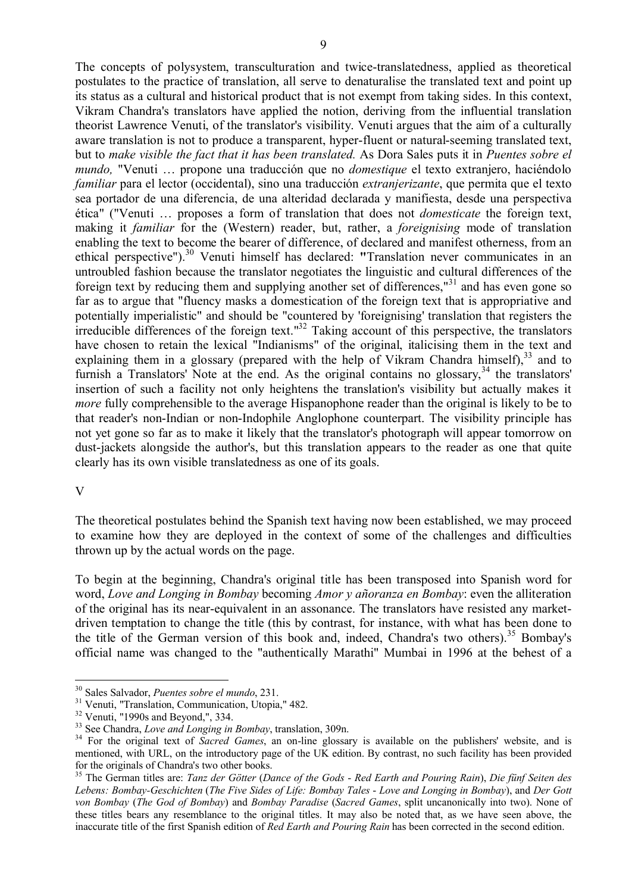The concepts of polysystem, transculturation and twice-translatedness, applied as theoretical postulates to the practice of translation, all serve to denaturalise the translated text and point up its status as a cultural and historical product that is not exempt from taking sides. In this context, Vikram Chandra's translators have applied the notion, deriving from the influential translation theorist Lawrence Venuti, of the translator's visibility. Venuti argues that the aim of a culturally aware translation is not to produce a transparent, hyper-fluent or natural-seeming translated text, but to *make visible the fact that it has been translated.* As Dora Sales puts it in *Puentes sobre el mundo,* "Venuti … propone una traducción que no *domestique* el texto extranjero, haciéndolo *familiar* para el lector (occidental), sino una traducción *extranjerizante*, que permita que el texto sea portador de una diferencia, de una alteridad declarada y manifiesta, desde una perspectiva ética" ("Venuti … proposes a form of translation that does not *domesticate* the foreign text, making it *familiar* for the (Western) reader, but, rather, a *foreignising* mode of translation enabling the text to become the bearer of difference, of declared and manifest otherness, from an ethical perspective").[30] Venuti himself has declared: **"**Translation never communicates in an untroubled fashion because the translator negotiates the linguistic and cultural differences of the foreign text by reducing them and supplying another set of differences,"[31] and has even gone so far as to argue that "fluency masks a domestication of the foreign text that is appropriative and potentially imperialistic" and should be "countered by 'foreignising' translation that registers the irreducible differences of the foreign text."[32] Taking account of this perspective, the translators have chosen to retain the lexical "Indianisms" of the original, italicising them in the text and explaining them in a glossary (prepared with the help of Vikram Chandra himself),[33] and to furnish a Translators' Note at the end. As the original contains no glossary,[34] the translators' insertion of such a facility not only heightens the translation's visibility but actually makes it *more* fully comprehensible to the average Hispanophone reader than the original is likely to be to that reader's non-Indian or non-Indophile Anglophone counterpart. The visibility principle has not yet gone so far as to make it likely that the translator's photograph will appear tomorrow on dust-jackets alongside the author's, but this translation appears to the reader as one that quite clearly has its own visible translatedness as one of its goals.

## V

The theoretical postulates behind the Spanish text having now been established, we may proceed to examine how they are deployed in the context of some of the challenges and difficulties thrown up by the actual words on the page.

To begin at the beginning, Chandra's original title has been transposed into Spanish word for word, *Love and Longing in Bombay* becoming *Amor y añoranza en Bombay*: even the alliteration of the original has its near-equivalent in an assonance. The translators have resisted any market-driven temptation to change the title (this by contrast, for instance, with what has been done to the title of the German version of this book and, indeed, Chandra's two others).[35] Bombay's official name was changed to the "authentically Marathi" Mumbai in 1996 at the behest of a

---

[30] Sales Salvador, *Puentes sobre el mundo*, 231.

[31] Venuti, "Translation, Communication, Utopia," 482.

[32] Venuti, "1990s and Beyond,", 334.

[33] See Chandra, *Love and Longing in Bombay*, translation, 309n.

[34] For the original text of *Sacred Games*, an on-line glossary is available on the publishers' website, and is mentioned, with URL, on the introductory page of the UK edition. By contrast, no such facility has been provided for the originals of Chandra's two other books.

[35] The German titles are: *Tanz der Götter* (*Dance of the Gods - Red Earth and Pouring Rain*), *Die fünf Seiten des Lebens: Bombay-Geschichten* (*The Five Sides of Life: Bombay Tales - Love and Longing in Bombay*), and *Der Gott von Bombay* (*The God of Bombay*) and *Bombay Paradise* (*Sacred Games*, split uncanonically into two). None of these titles bears any resemblance to the original titles. It may also be noted that, as we have seen above, the inaccurate title of the first Spanish edition of *Red Earth and Pouring Rain* has been corrected in the second edition.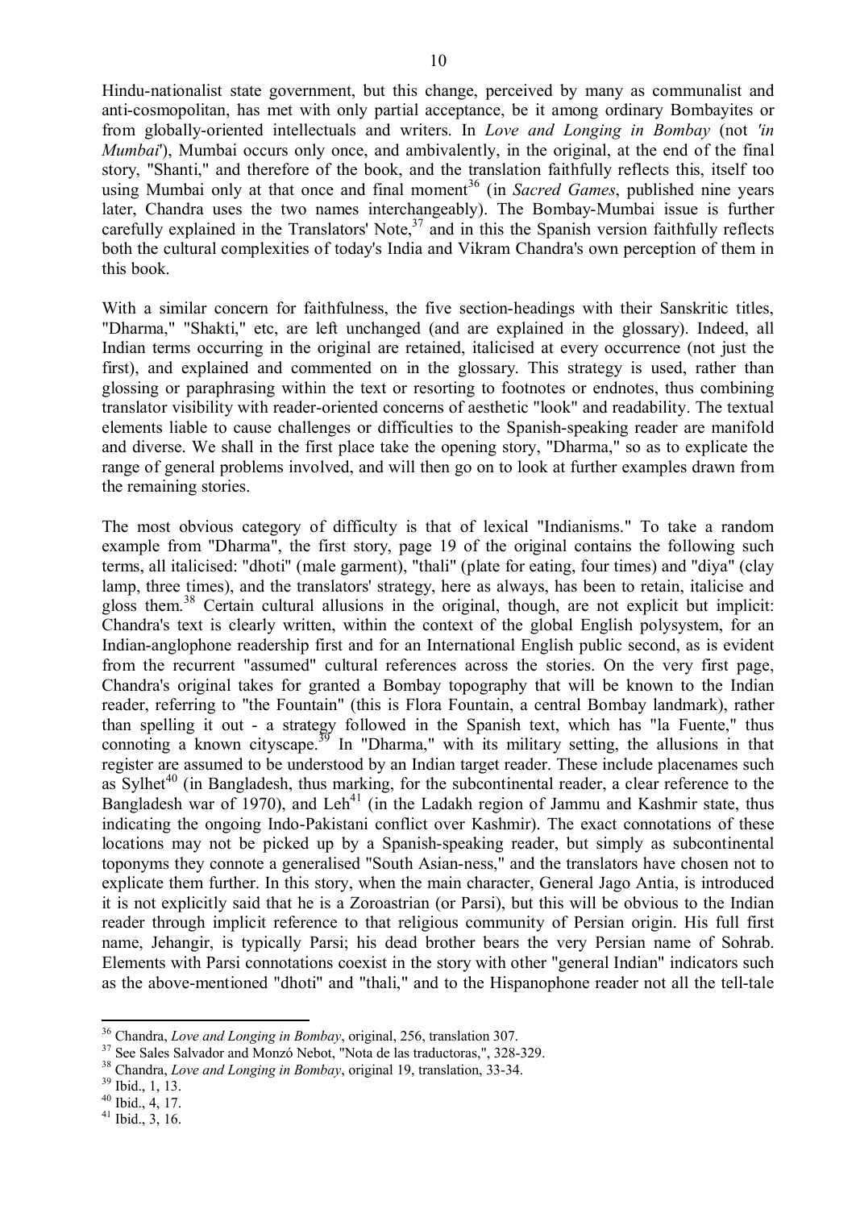Hindu-nationalist state government, but this change, perceived by many as communalist and anti-cosmopolitan, has met with only partial acceptance, be it among ordinary Bombayites or from globally-oriented intellectuals and writers. In *Love and Longing in Bombay* (not *'in Mumbai'*), Mumbai occurs only once, and ambivalently, in the original, at the end of the final story, "Shanti," and therefore of the book, and the translation faithfully reflects this, itself too using Mumbai only at that once and final moment[36] (in *Sacred Games*, published nine years later, Chandra uses the two names interchangeably). The Bombay-Mumbai issue is further carefully explained in the Translators' Note,[37] and in this the Spanish version faithfully reflects both the cultural complexities of today's India and Vikram Chandra's own perception of them in this book.

With a similar concern for faithfulness, the five section-headings with their Sanskritic titles, "Dharma," "Shakti," etc, are left unchanged (and are explained in the glossary). Indeed, all Indian terms occurring in the original are retained, italicised at every occurrence (not just the first), and explained and commented on in the glossary. This strategy is used, rather than glossing or paraphrasing within the text or resorting to footnotes or endnotes, thus combining translator visibility with reader-oriented concerns of aesthetic "look" and readability. The textual elements liable to cause challenges or difficulties to the Spanish-speaking reader are manifold and diverse. We shall in the first place take the opening story, "Dharma," so as to explicate the range of general problems involved, and will then go on to look at further examples drawn from the remaining stories.

The most obvious category of difficulty is that of lexical "Indianisms." To take a random example from "Dharma", the first story, page 19 of the original contains the following such terms, all italicised: "dhoti" (male garment), "thali" (plate for eating, four times) and "diya" (clay lamp, three times), and the translators' strategy, here as always, has been to retain, italicise and gloss them.[38] Certain cultural allusions in the original, though, are not explicit but implicit: Chandra's text is clearly written, within the context of the global English polysystem, for an Indian-anglophone readership first and for an International English public second, as is evident from the recurrent "assumed" cultural references across the stories. On the very first page, Chandra's original takes for granted a Bombay topography that will be known to the Indian reader, referring to "the Fountain" (this is Flora Fountain, a central Bombay landmark), rather than spelling it out - a strategy followed in the Spanish text, which has "la Fuente," thus connoting a known cityscape.[39] In "Dharma," with its military setting, the allusions in that register are assumed to be understood by an Indian target reader. These include placenames such as Sylhet[40] (in Bangladesh, thus marking, for the subcontinental reader, a clear reference to the Bangladesh war of 1970), and Leh[41] (in the Ladakh region of Jammu and Kashmir state, thus indicating the ongoing Indo-Pakistani conflict over Kashmir). The exact connotations of these locations may not be picked up by a Spanish-speaking reader, but simply as subcontinental toponyms they connote a generalised "South Asian-ness," and the translators have chosen not to explicate them further. In this story, when the main character, General Jago Antia, is introduced it is not explicitly said that he is a Zoroastrian (or Parsi), but this will be obvious to the Indian reader through implicit reference to that religious community of Persian origin. His full first name, Jehangir, is typically Parsi; his dead brother bears the very Persian name of Sohrab. Elements with Parsi connotations coexist in the story with other "general Indian" indicators such as the above-mentioned "dhoti" and "thali," and to the Hispanophone reader not all the tell-tale

---

[36] Chandra, *Love and Longing in Bombay*, original, 256, translation 307.

[37] See Sales Salvador and Monzó Nebot, "Nota de las traductoras,", 328-329.

[38] Chandra, *Love and Longing in Bombay*, original 19, translation, 33-34.

[39] Ibid., 1, 13.

[40] Ibid., 4, 17.

[41] Ibid., 3, 16.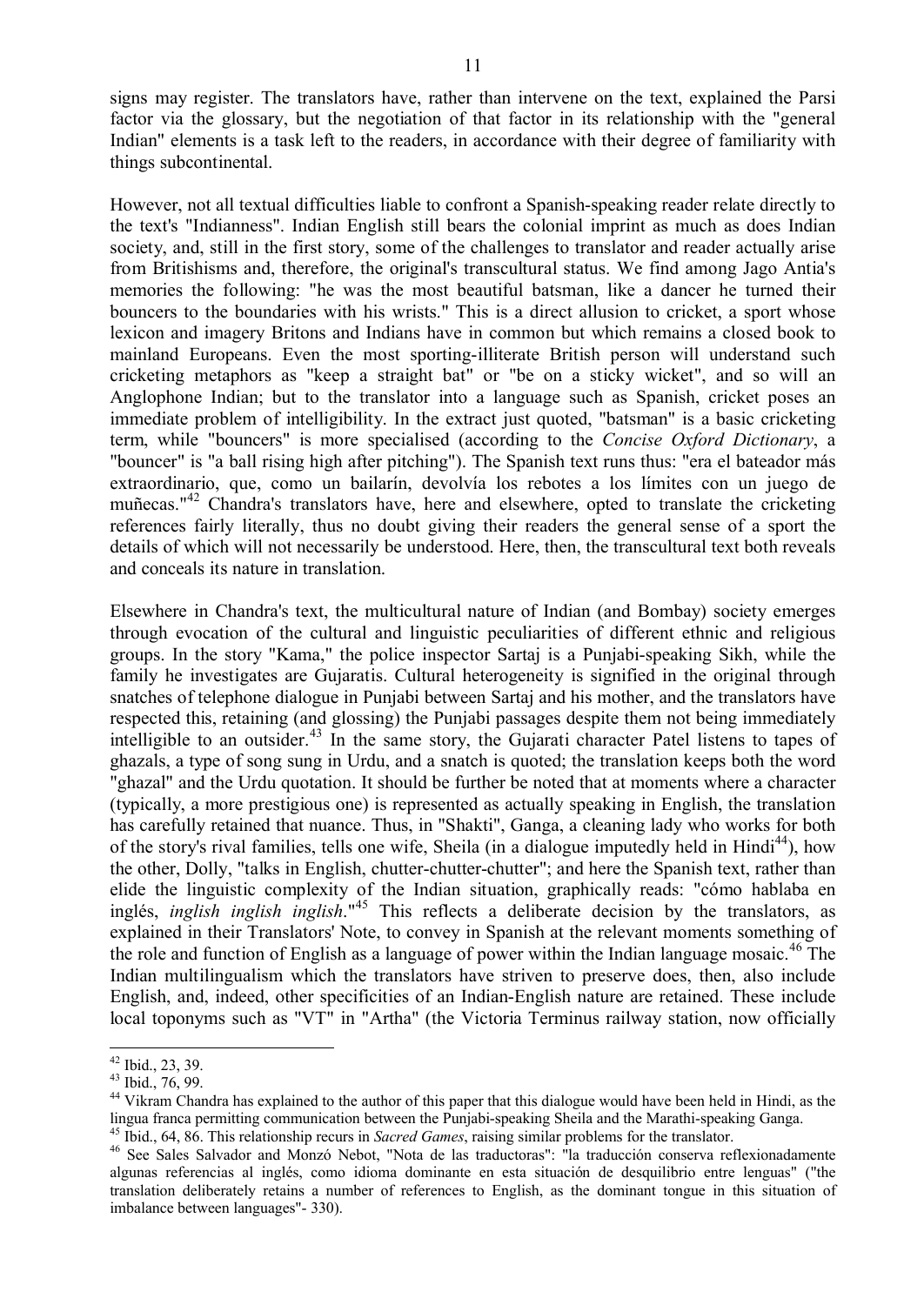signs may register. The translators have, rather than intervene on the text, explained the Parsi factor via the glossary, but the negotiation of that factor in its relationship with the "general Indian" elements is a task left to the readers, in accordance with their degree of familiarity with things subcontinental.

However, not all textual difficulties liable to confront a Spanish-speaking reader relate directly to the text's "Indianness". Indian English still bears the colonial imprint as much as does Indian society, and, still in the first story, some of the challenges to translator and reader actually arise from Britishisms and, therefore, the original's transcultural status. We find among Jago Antia's memories the following: "he was the most beautiful batsman, like a dancer he turned their bouncers to the boundaries with his wrists." This is a direct allusion to cricket, a sport whose lexicon and imagery Britons and Indians have in common but which remains a closed book to mainland Europeans. Even the most sporting-illiterate British person will understand such cricketing metaphors as "keep a straight bat" or "be on a sticky wicket", and so will an Anglophone Indian; but to the translator into a language such as Spanish, cricket poses an immediate problem of intelligibility. In the extract just quoted, "batsman" is a basic cricketing term, while "bouncers" is more specialised (according to the *Concise Oxford Dictionary*, a "bouncer" is "a ball rising high after pitching"). The Spanish text runs thus: "era el bateador más extraordinario, que, como un bailarín, devolvía los rebotes a los límites con un juego de muñecas."[42] Chandra's translators have, here and elsewhere, opted to translate the cricketing references fairly literally, thus no doubt giving their readers the general sense of a sport the details of which will not necessarily be understood. Here, then, the transcultural text both reveals and conceals its nature in translation.

Elsewhere in Chandra's text, the multicultural nature of Indian (and Bombay) society emerges through evocation of the cultural and linguistic peculiarities of different ethnic and religious groups. In the story "Kama," the police inspector Sartaj is a Punjabi-speaking Sikh, while the family he investigates are Gujaratis. Cultural heterogeneity is signified in the original through snatches of telephone dialogue in Punjabi between Sartaj and his mother, and the translators have respected this, retaining (and glossing) the Punjabi passages despite them not being immediately intelligible to an outsider.[43] In the same story, the Gujarati character Patel listens to tapes of ghazals, a type of song sung in Urdu, and a snatch is quoted; the translation keeps both the word "ghazal" and the Urdu quotation. It should be further be noted that at moments where a character (typically, a more prestigious one) is represented as actually speaking in English, the translation has carefully retained that nuance. Thus, in "Shakti", Ganga, a cleaning lady who works for both of the story's rival families, tells one wife, Sheila (in a dialogue imputedly held in Hindi[44]), how the other, Dolly, "talks in English, chutter-chutter-chutter"; and here the Spanish text, rather than elide the linguistic complexity of the Indian situation, graphically reads: "cómo hablaba en inglés, *inglish inglish inglish*."[45] This reflects a deliberate decision by the translators, as explained in their Translators' Note, to convey in Spanish at the relevant moments something of the role and function of English as a language of power within the Indian language mosaic.[46] The Indian multilingualism which the translators have striven to preserve does, then, also include English, and, indeed, other specificities of an Indian-English nature are retained. These include local toponyms such as "VT" in "Artha" (the Victoria Terminus railway station, now officially

---

[42] Ibid., 23, 39.

[43] Ibid., 76, 99.

[44] Vikram Chandra has explained to the author of this paper that this dialogue would have been held in Hindi, as the lingua franca permitting communication between the Punjabi-speaking Sheila and the Marathi-speaking Ganga.

[45] Ibid., 64, 86. This relationship recurs in *Sacred Games*, raising similar problems for the translator.

[46] See Sales Salvador and Monzó Nebot, "Nota de las traductoras": "la traducción conserva reflexionadamente algunas referencias al inglés, como idioma dominante en esta situación de desquilibrio entre lenguas" ("the translation deliberately retains a number of references to English, as the dominant tongue in this situation of imbalance between languages"- 330).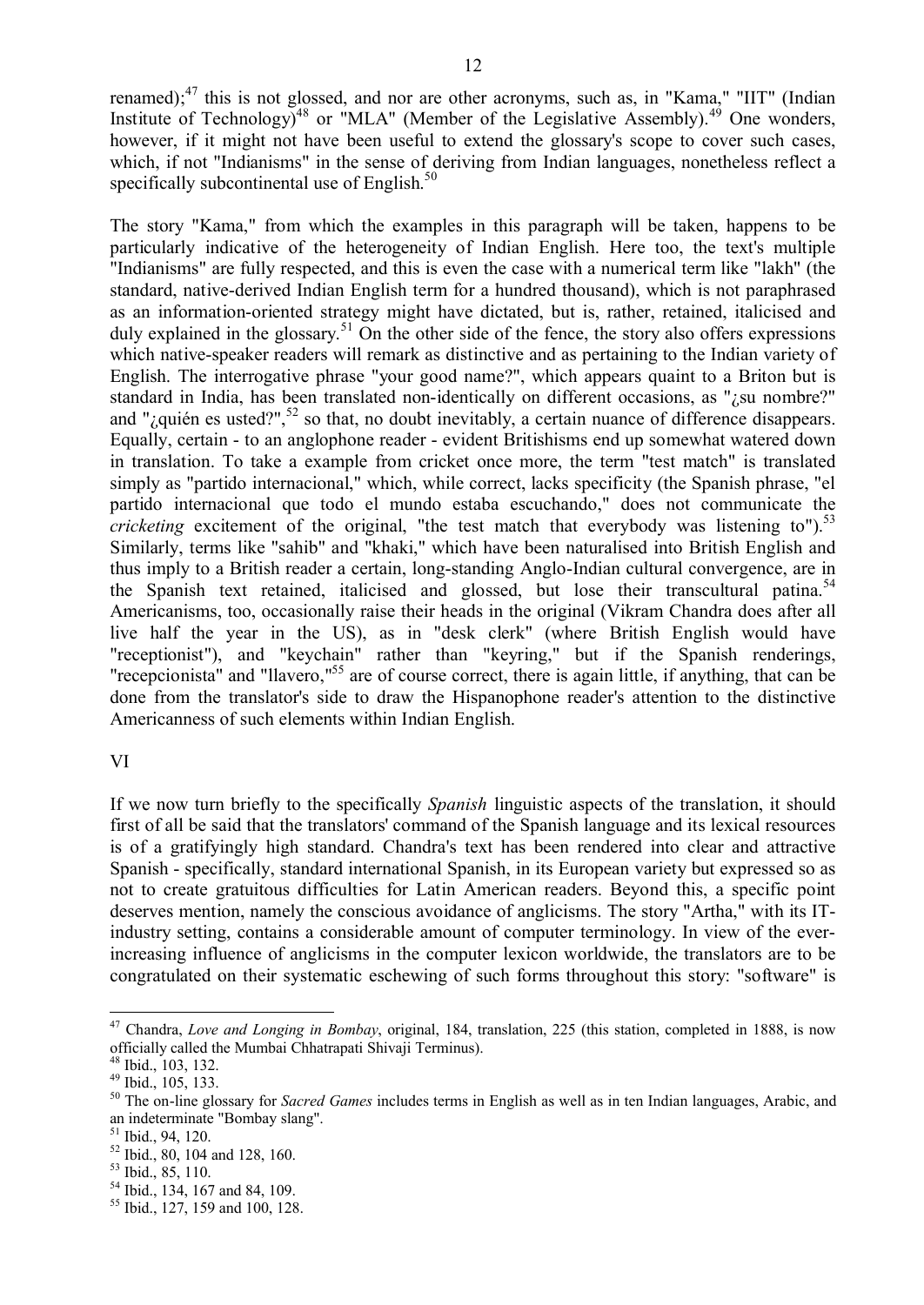renamed);[47] this is not glossed, and nor are other acronyms, such as, in "Kama," "IIT" (Indian Institute of Technology)[48] or "MLA" (Member of the Legislative Assembly).[49] One wonders, however, if it might not have been useful to extend the glossary's scope to cover such cases, which, if not "Indianisms" in the sense of deriving from Indian languages, nonetheless reflect a specifically subcontinental use of English.[50]

The story "Kama," from which the examples in this paragraph will be taken, happens to be particularly indicative of the heterogeneity of Indian English. Here too, the text's multiple "Indianisms" are fully respected, and this is even the case with a numerical term like "lakh" (the standard, native-derived Indian English term for a hundred thousand), which is not paraphrased as an information-oriented strategy might have dictated, but is, rather, retained, italicised and duly explained in the glossary.[51] On the other side of the fence, the story also offers expressions which native-speaker readers will remark as distinctive and as pertaining to the Indian variety of English. The interrogative phrase "your good name?", which appears quaint to a Briton but is standard in India, has been translated non-identically on different occasions, as "¿su nombre?" and "¿quién es usted?",[52] so that, no doubt inevitably, a certain nuance of difference disappears. Equally, certain - to an anglophone reader - evident Britishisms end up somewhat watered down in translation. To take a example from cricket once more, the term "test match" is translated simply as "partido internacional," which, while correct, lacks specificity (the Spanish phrase, "el partido internacional que todo el mundo estaba escuchando," does not communicate the *cricketing* excitement of the original, "the test match that everybody was listening to").[53] Similarly, terms like "sahib" and "khaki," which have been naturalised into British English and thus imply to a British reader a certain, long-standing Anglo-Indian cultural convergence, are in the Spanish text retained, italicised and glossed, but lose their transcultural patina.[54] Americanisms, too, occasionally raise their heads in the original (Vikram Chandra does after all live half the year in the US), as in "desk clerk" (where British English would have "receptionist"), and "keychain" rather than "keyring," but if the Spanish renderings, "recepcionista" and "llavero,"[55] are of course correct, there is again little, if anything, that can be done from the translator's side to draw the Hispanophone reader's attention to the distinctive Americanness of such elements within Indian English.

## VI

If we now turn briefly to the specifically *Spanish* linguistic aspects of the translation, it should first of all be said that the translators' command of the Spanish language and its lexical resources is of a gratifyingly high standard. Chandra's text has been rendered into clear and attractive Spanish - specifically, standard international Spanish, in its European variety but expressed so as not to create gratuitous difficulties for Latin American readers. Beyond this, a specific point deserves mention, namely the conscious avoidance of anglicisms. The story "Artha," with its IT-industry setting, contains a considerable amount of computer terminology. In view of the ever-increasing influence of anglicisms in the computer lexicon worldwide, the translators are to be congratulated on their systematic eschewing of such forms throughout this story: "software" is

---

[47] Chandra, *Love and Longing in Bombay*, original, 184, translation, 225 (this station, completed in 1888, is now officially called the Mumbai Chhatrapati Shivaji Terminus).

[48] Ibid., 103, 132.

[49] Ibid., 105, 133.

[50] The on-line glossary for *Sacred Games* includes terms in English as well as in ten Indian languages, Arabic, and an indeterminate "Bombay slang".

[51] Ibid., 94, 120.

[52] Ibid., 80, 104 and 128, 160.

[53] Ibid., 85, 110.

[54] Ibid., 134, 167 and 84, 109.

[55] Ibid., 127, 159 and 100, 128.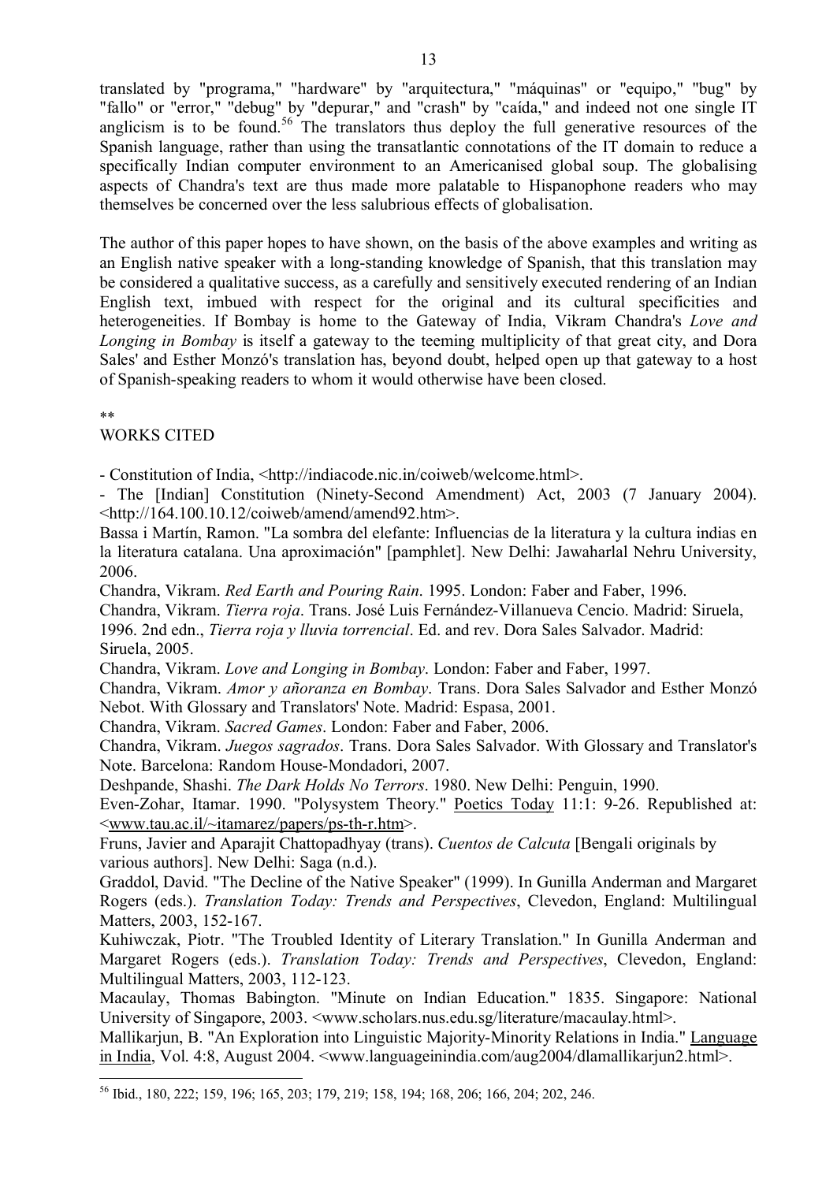translated by "programa," "hardware" by "arquitectura," "máquinas" or "equipo," "bug" by "fallo" or "error," "debug" by "depurar," and "crash" by "caída," and indeed not one single IT anglicism is to be found.[56] The translators thus deploy the full generative resources of the Spanish language, rather than using the transatlantic connotations of the IT domain to reduce a specifically Indian computer environment to an Americanised global soup. The globalising aspects of Chandra's text are thus made more palatable to Hispanophone readers who may themselves be concerned over the less salubrious effects of globalisation.

The author of this paper hopes to have shown, on the basis of the above examples and writing as an English native speaker with a long-standing knowledge of Spanish, that this translation may be considered a qualitative success, as a carefully and sensitively executed rendering of an Indian English text, imbued with respect for the original and its cultural specificities and heterogeneities. If Bombay is home to the Gateway of India, Vikram Chandra's *Love and Longing in Bombay* is itself a gateway to the teeming multiplicity of that great city, and Dora Sales' and Esther Monzó's translation has, beyond doubt, helped open up that gateway to a host of Spanish-speaking readers to whom it would otherwise have been closed.

**

## WORKS CITED

- Constitution of India, <http://indiacode.nic.in/coiweb/welcome.html>.

- The [Indian] Constitution (Ninety-Second Amendment) Act, 2003 (7 January 2004). <http://164.100.10.12/coiweb/amend/amend92.htm>.

Bassa i Martín, Ramon. "La sombra del elefante: Influencias de la literatura y la cultura indias en la literatura catalana. Una aproximación" [pamphlet]. New Delhi: Jawaharlal Nehru University, 2006.

Chandra, Vikram. *Red Earth and Pouring Rain*. 1995. London: Faber and Faber, 1996.

Chandra, Vikram. *Tierra roja*. Trans. José Luis Fernández-Villanueva Cencio. Madrid: Siruela, 1996. 2nd edn., *Tierra roja y lluvia torrencial*. Ed. and rev. Dora Sales Salvador. Madrid: Siruela, 2005.

Chandra, Vikram. *Love and Longing in Bombay*. London: Faber and Faber, 1997.

Chandra, Vikram. *Amor y añoranza en Bombay*. Trans. Dora Sales Salvador and Esther Monzó Nebot. With Glossary and Translators' Note. Madrid: Espasa, 2001.

Chandra, Vikram. *Sacred Games*. London: Faber and Faber, 2006.

Chandra, Vikram. *Juegos sagrados*. Trans. Dora Sales Salvador. With Glossary and Translator's Note. Barcelona: Random House-Mondadori, 2007.

Deshpande, Shashi. *The Dark Holds No Terrors*. 1980. New Delhi: Penguin, 1990.

Even-Zohar, Itamar. 1990. "Polysystem Theory." Poetics Today 11:1: 9-26. Republished at: <www.tau.ac.il/~itamarez/papers/ps-th-r.htm>.

Fruns, Javier and Aparajit Chattopadhyay (trans). *Cuentos de Calcuta* [Bengali originals by various authors]. New Delhi: Saga (n.d.).

Graddol, David. "The Decline of the Native Speaker" (1999). In Gunilla Anderman and Margaret Rogers (eds.). *Translation Today: Trends and Perspectives*, Clevedon, England: Multilingual Matters, 2003, 152-167.

Kuhiwczak, Piotr. "The Troubled Identity of Literary Translation." In Gunilla Anderman and Margaret Rogers (eds.). *Translation Today: Trends and Perspectives*, Clevedon, England: Multilingual Matters, 2003, 112-123.

Macaulay, Thomas Babington. "Minute on Indian Education." 1835. Singapore: National University of Singapore, 2003. <www.scholars.nus.edu.sg/literature/macaulay.html>.

Mallikarjun, B. "An Exploration into Linguistic Majority-Minority Relations in India." Language in India, Vol. 4:8, August 2004. <www.languageinindia.com/aug2004/dlamallikarjun2.html>.

---

[56] Ibid., 180, 222; 159, 196; 165, 203; 179, 219; 158, 194; 168, 206; 166, 204; 202, 246.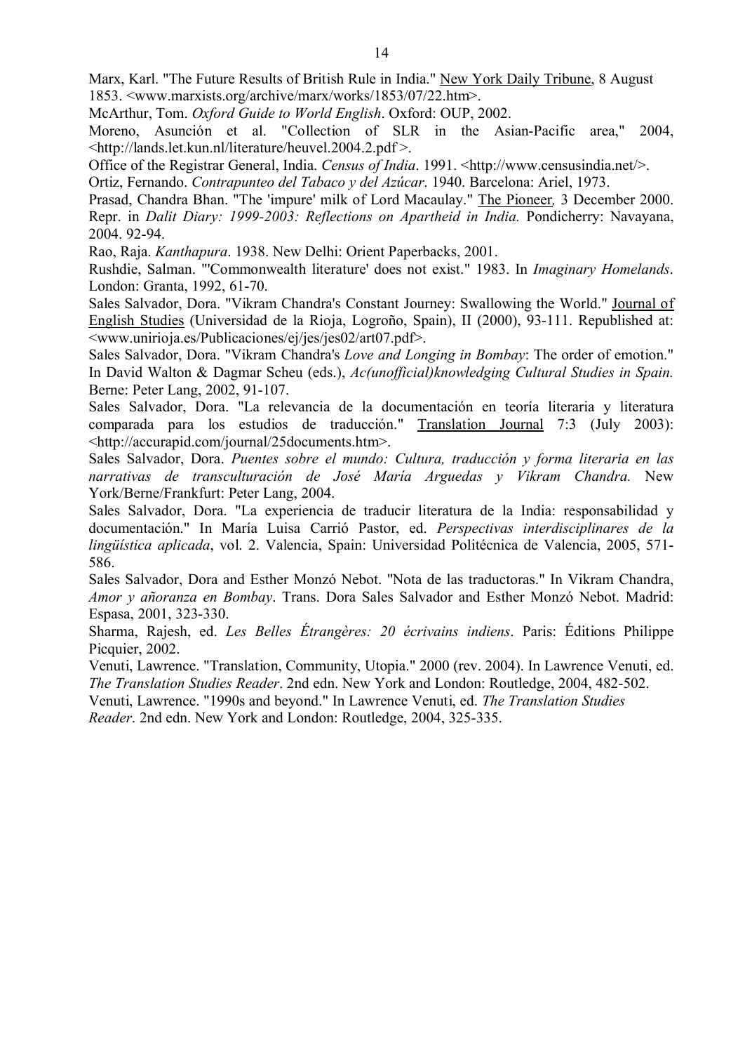Marx, Karl. "The Future Results of British Rule in India." New York Daily Tribune, 8 August 1853. <www.marxists.org/archive/marx/works/1853/07/22.htm>.

McArthur, Tom. *Oxford Guide to World English*. Oxford: OUP, 2002.

Moreno, Asunción et al. "Collection of SLR in the Asian-Pacific area," 2004, <http://lands.let.kun.nl/literature/heuvel.2004.2.pdf >.

Office of the Registrar General, India. *Census of India*. 1991. <http://www.censusindia.net/>.

Ortiz, Fernando. *Contrapunteo del Tabaco y del Azúcar*. 1940. Barcelona: Ariel, 1973.

Prasad, Chandra Bhan. "The 'impure' milk of Lord Macaulay." The Pioneer, 3 December 2000. Repr. in *Dalit Diary: 1999-2003: Reflections on Apartheid in India.* Pondicherry: Navayana, 2004. 92-94.

Rao, Raja. *Kanthapura*. 1938. New Delhi: Orient Paperbacks, 2001.

Rushdie, Salman. "'Commonwealth literature' does not exist." 1983. In *Imaginary Homelands*. London: Granta, 1992, 61-70.

Sales Salvador, Dora. "Vikram Chandra's Constant Journey: Swallowing the World." Journal of English Studies (Universidad de la Rioja, Logroño, Spain), II (2000), 93-111. Republished at: <www.unirioja.es/Publicaciones/ej/jes/jes02/art07.pdf>.

Sales Salvador, Dora. "Vikram Chandra's *Love and Longing in Bombay*: The order of emotion." In David Walton & Dagmar Scheu (eds.), *Ac(unofficial)knowledging Cultural Studies in Spain.* Berne: Peter Lang, 2002, 91-107.

Sales Salvador, Dora. "La relevancia de la documentación en teoría literaria y literatura comparada para los estudios de traducción." Translation Journal 7:3 (July 2003): <http://accurapid.com/journal/25documents.htm>.

Sales Salvador, Dora. *Puentes sobre el mundo: Cultura, traducción y forma literaria en las narrativas de transculturación de José María Arguedas y Vikram Chandra.* New York/Berne/Frankfurt: Peter Lang, 2004.

Sales Salvador, Dora. "La experiencia de traducir literatura de la India: responsabilidad y documentación." In María Luisa Carrió Pastor, ed. *Perspectivas interdisciplinares de la lingüística aplicada*, vol. 2. Valencia, Spain: Universidad Politécnica de Valencia, 2005, 571-586.

Sales Salvador, Dora and Esther Monzó Nebot. "Nota de las traductoras." In Vikram Chandra, *Amor y añoranza en Bombay*. Trans. Dora Sales Salvador and Esther Monzó Nebot. Madrid: Espasa, 2001, 323-330.

Sharma, Rajesh, ed. *Les Belles Étrangères: 20 écrivains indiens*. Paris: Éditions Philippe Picquier, 2002.

Venuti, Lawrence. "Translation, Community, Utopia." 2000 (rev. 2004). In Lawrence Venuti, ed. *The Translation Studies Reader*. 2nd edn. New York and London: Routledge, 2004, 482-502.

Venuti, Lawrence. "1990s and beyond." In Lawrence Venuti, ed. *The Translation Studies Reader*. 2nd edn. New York and London: Routledge, 2004, 325-335.